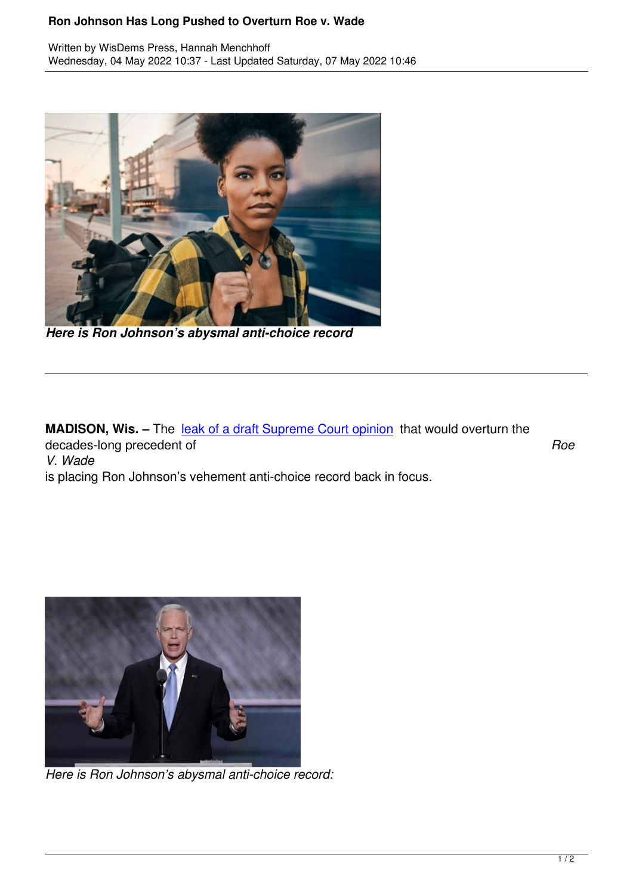# Ron Johnson Has Long Pushed to Overturn Roe v. Wade

Written by WisDems Press, Hannah Menchhoff
Wednesday, 04 May 2022 10:37 - Last Updated Saturday, 07 May 2022 10:46

***Here is Ron Johnson's abysmal anti-choice record***

---

**MADISON, Wis. –** The [leak of a draft Supreme Court opinion]() that would overturn the decades-long precedent of *Roe V. Wade* is placing Ron Johnson's vehement anti-choice record back in focus.

*Here is Ron Johnson's abysmal anti-choice record:*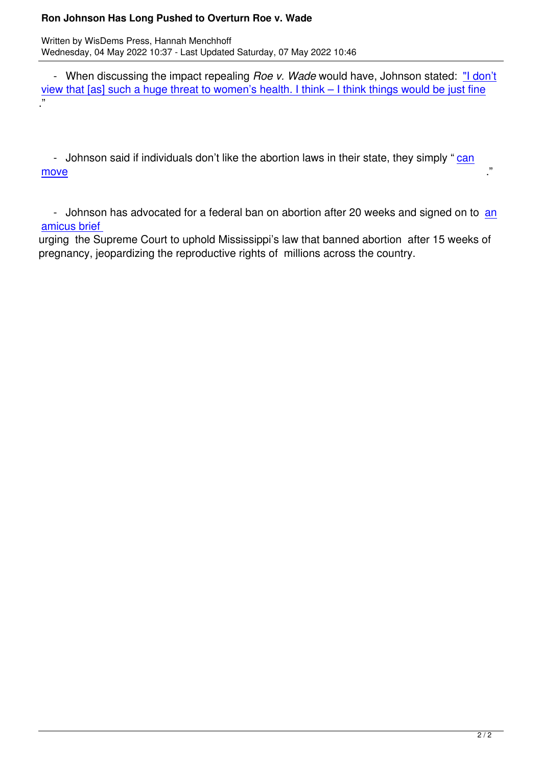- When discussing the impact repealing *Roe v. Wade* would have, Johnson stated: "I don't view that [as] such a huge threat to women's health. I think – I think things would be just fine."

- Johnson said if individuals don't like the abortion laws in their state, they simply "can move."

- Johnson has advocated for a federal ban on abortion after 20 weeks and signed on to an amicus brief urging the Supreme Court to uphold Mississippi's law that banned abortion after 15 weeks of pregnancy, jeopardizing the reproductive rights of millions across the country.